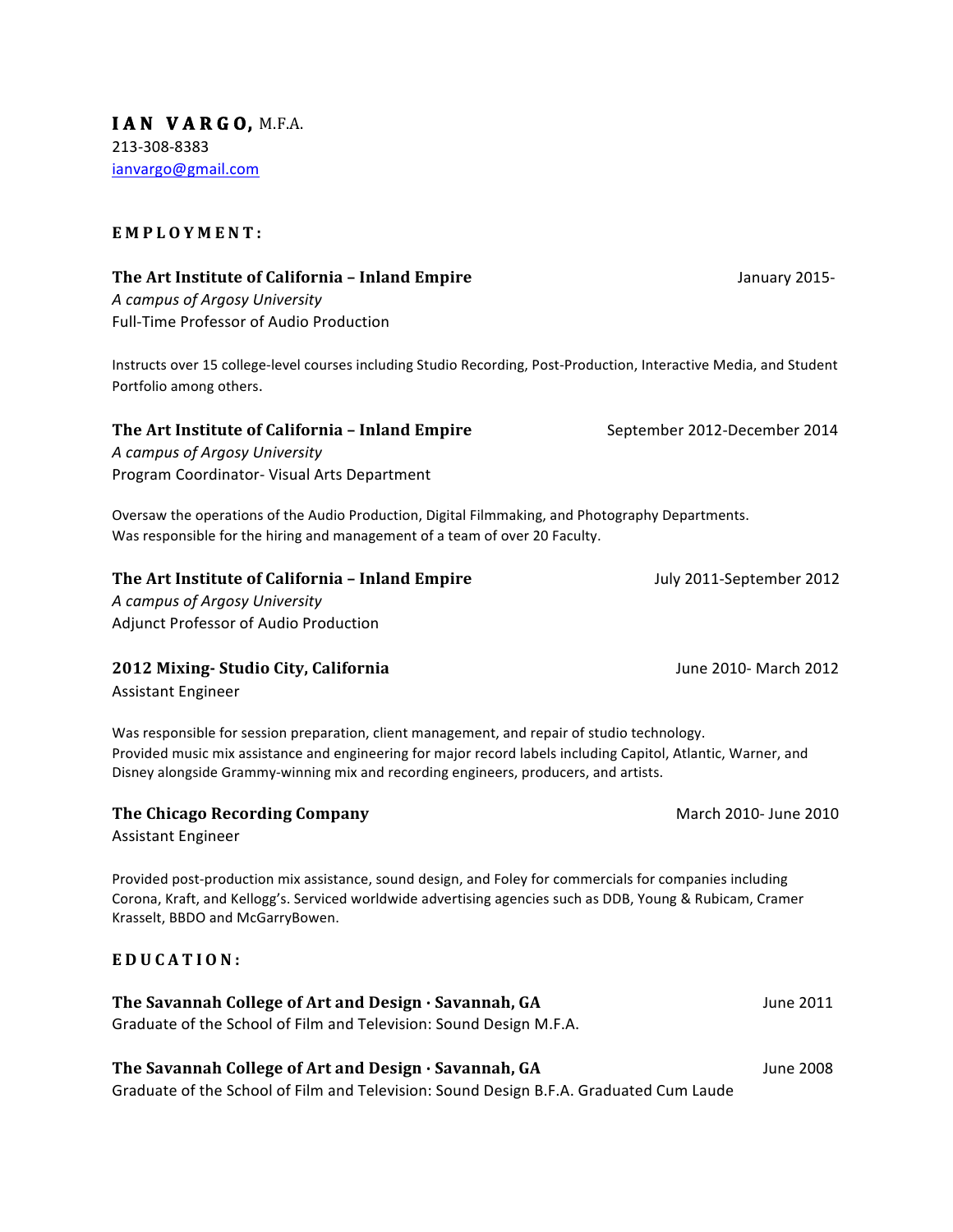# IAN VARGO, M.F.A.

213-308-8383
ianvargo@gmail.com

## EMPLOYMENT:

**The Art Institute of California – Inland Empire** January 2015-
*A campus of Argosy University*
Full-Time Professor of Audio Production

Instructs over 15 college-level courses including Studio Recording, Post-Production, Interactive Media, and Student Portfolio among others.

**The Art Institute of California – Inland Empire** September 2012-December 2014
*A campus of Argosy University*
Program Coordinator- Visual Arts Department

Oversaw the operations of the Audio Production, Digital Filmmaking, and Photography Departments.
Was responsible for the hiring and management of a team of over 20 Faculty.

**The Art Institute of California – Inland Empire** July 2011-September 2012
*A campus of Argosy University*
Adjunct Professor of Audio Production

**2012 Mixing- Studio City, California** June 2010- March 2012
Assistant Engineer

Was responsible for session preparation, client management, and repair of studio technology.
Provided music mix assistance and engineering for major record labels including Capitol, Atlantic, Warner, and Disney alongside Grammy-winning mix and recording engineers, producers, and artists.

**The Chicago Recording Company** March 2010- June 2010
Assistant Engineer

Provided post-production mix assistance, sound design, and Foley for commercials for companies including Corona, Kraft, and Kellogg's. Serviced worldwide advertising agencies such as DDB, Young & Rubicam, Cramer Krasselt, BBDO and McGarryBowen.

## EDUCATION:

**The Savannah College of Art and Design · Savannah, GA** June 2011
Graduate of the School of Film and Television: Sound Design M.F.A.

**The Savannah College of Art and Design · Savannah, GA** June 2008
Graduate of the School of Film and Television: Sound Design B.F.A. Graduated Cum Laude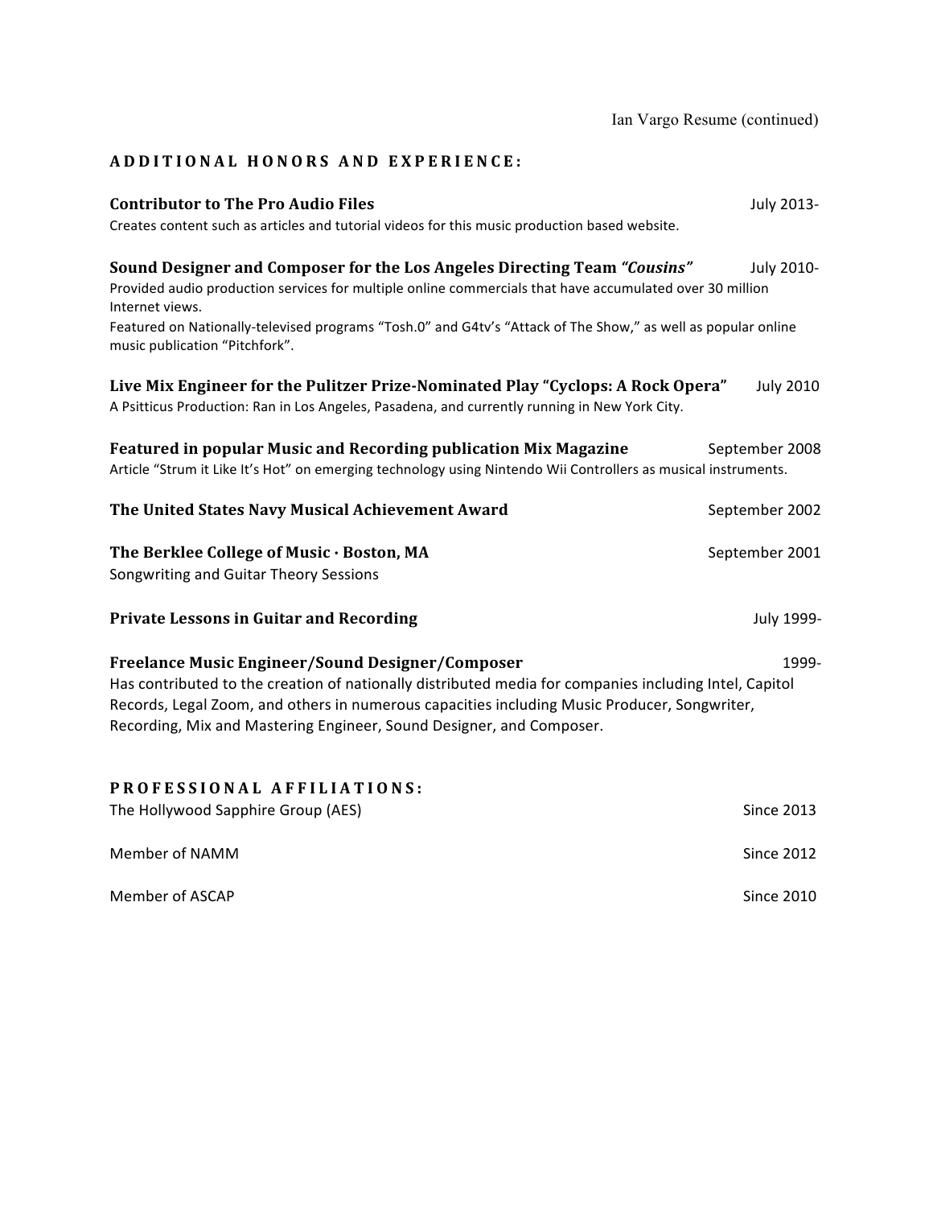## ADDITIONAL HONORS AND EXPERIENCE:

**Contributor to The Pro Audio Files** July 2013-

Creates content such as articles and tutorial videos for this music production based website.

**Sound Designer and Composer for the Los Angeles Directing Team *"Cousins"*** July 2010-

Provided audio production services for multiple online commercials that have accumulated over 30 million Internet views.

Featured on Nationally-televised programs "Tosh.0" and G4tv's "Attack of The Show," as well as popular online music publication "Pitchfork".

**Live Mix Engineer for the Pulitzer Prize-Nominated Play "Cyclops: A Rock Opera"** July 2010

A Psitticus Production: Ran in Los Angeles, Pasadena, and currently running in New York City.

**Featured in popular Music and Recording publication Mix Magazine** September 2008

Article "Strum it Like It's Hot" on emerging technology using Nintendo Wii Controllers as musical instruments.

**The United States Navy Musical Achievement Award** September 2002

**The Berklee College of Music · Boston, MA** September 2001

Songwriting and Guitar Theory Sessions

**Private Lessons in Guitar and Recording** July 1999-

**Freelance Music Engineer/Sound Designer/Composer** 1999-

Has contributed to the creation of nationally distributed media for companies including Intel, Capitol Records, Legal Zoom, and others in numerous capacities including Music Producer, Songwriter, Recording, Mix and Mastering Engineer, Sound Designer, and Composer.

## PROFESSIONAL AFFILIATIONS:

The Hollywood Sapphire Group (AES) Since 2013

Member of NAMM Since 2012

Member of ASCAP Since 2010